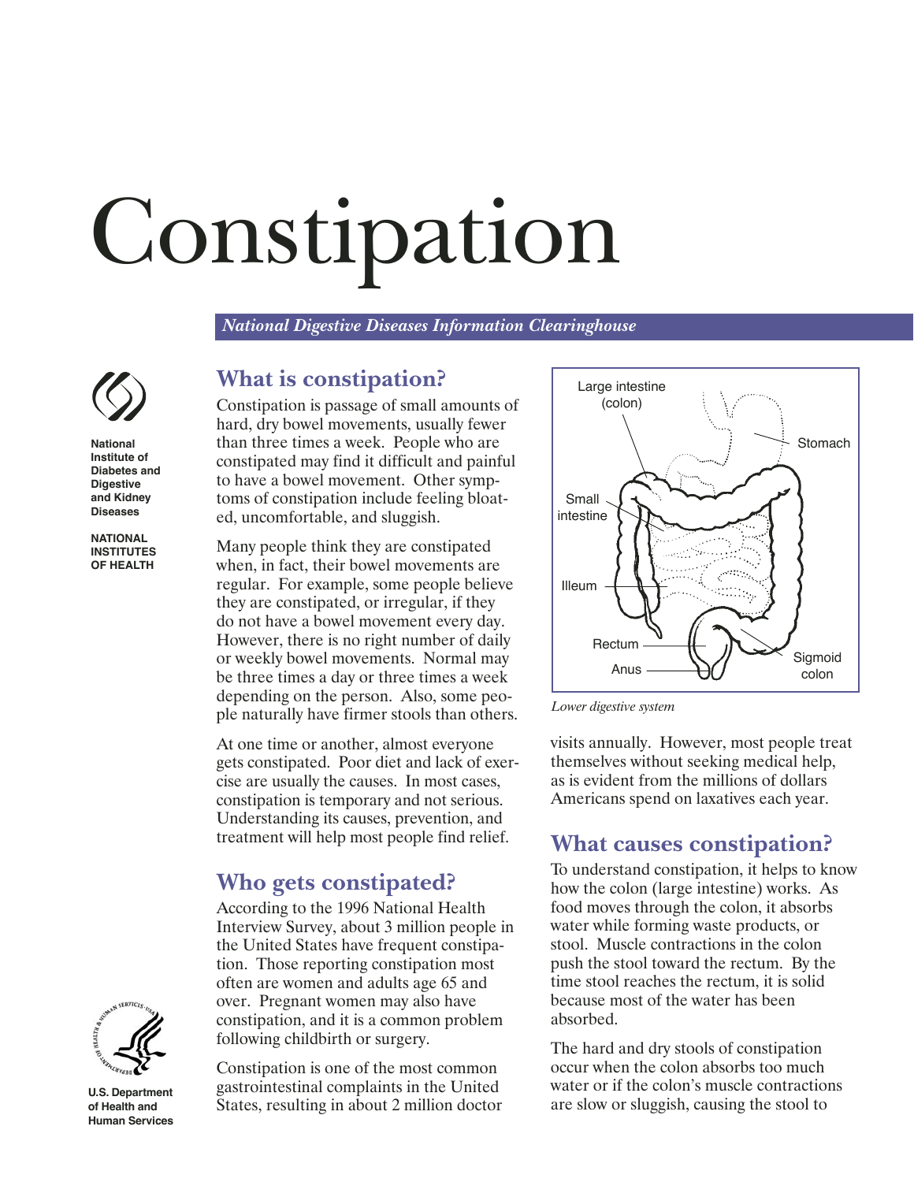# Constipation

*National Digestive Diseases Information Clearinghouse*

National Institute of Diabetes and Digestive and Kidney Diseases

NATIONAL INSTITUTES OF HEALTH

U.S. Department of Health and Human Services

## What is constipation?

Constipation is passage of small amounts of hard, dry bowel movements, usually fewer than three times a week. People who are constipated may find it difficult and painful to have a bowel movement. Other symptoms of constipation include feeling bloated, uncomfortable, and sluggish.

Many people think they are constipated when, in fact, their bowel movements are regular. For example, some people believe they are constipated, or irregular, if they do not have a bowel movement every day. However, there is no right number of daily or weekly bowel movements. Normal may be three times a day or three times a week depending on the person. Also, some people naturally have firmer stools than others.

At one time or another, almost everyone gets constipated. Poor diet and lack of exercise are usually the causes. In most cases, constipation is temporary and not serious. Understanding its causes, prevention, and treatment will help most people find relief.

## Who gets constipated?

According to the 1996 National Health Interview Survey, about 3 million people in the United States have frequent constipation. Those reporting constipation most often are women and adults age 65 and over. Pregnant women may also have constipation, and it is a common problem following childbirth or surgery.

Constipation is one of the most common gastrointestinal complaints in the United States, resulting in about 2 million doctor visits annually. However, most people treat themselves without seeking medical help, as is evident from the millions of dollars Americans spend on laxatives each year.

Large intestine (colon), Stomach, Small intestine, Illeum, Rectum, Anus, Sigmoid colon

*Lower digestive system*

## What causes constipation?

To understand constipation, it helps to know how the colon (large intestine) works. As food moves through the colon, it absorbs water while forming waste products, or stool. Muscle contractions in the colon push the stool toward the rectum. By the time stool reaches the rectum, it is solid because most of the water has been absorbed.

The hard and dry stools of constipation occur when the colon absorbs too much water or if the colon's muscle contractions are slow or sluggish, causing the stool to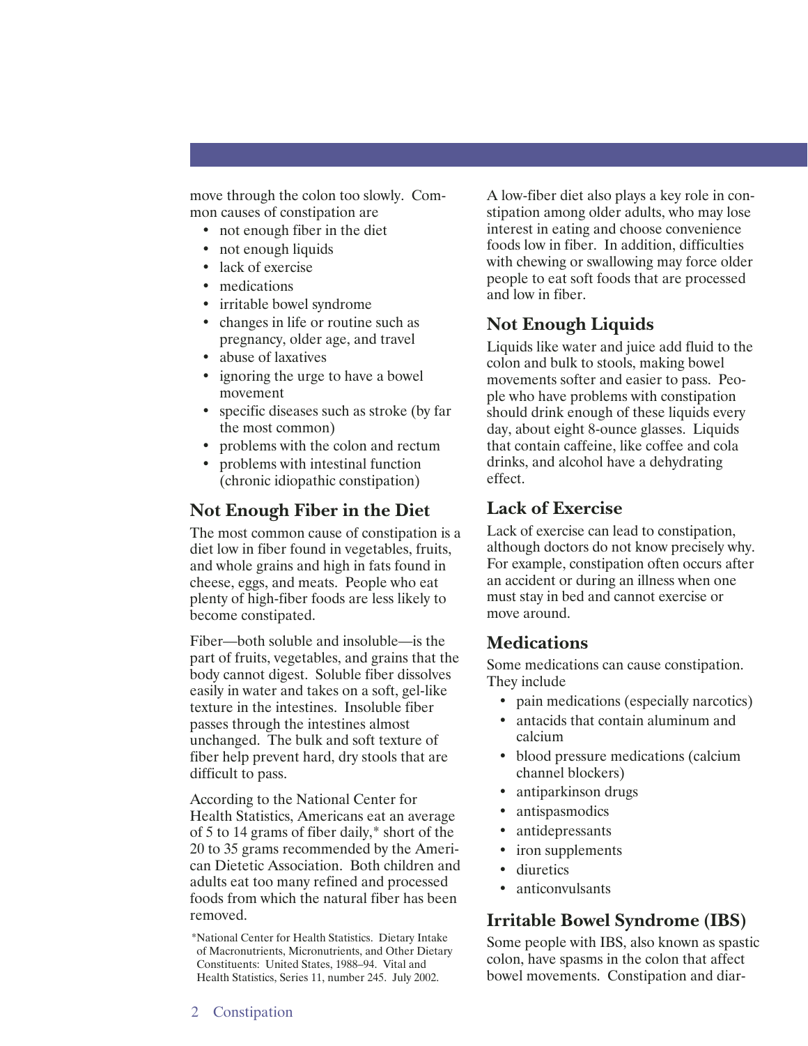move through the colon too slowly. Common causes of constipation are

- not enough fiber in the diet
- not enough liquids
- lack of exercise
- medications
- irritable bowel syndrome
- changes in life or routine such as pregnancy, older age, and travel
- abuse of laxatives
- ignoring the urge to have a bowel movement
- specific diseases such as stroke (by far the most common)
- problems with the colon and rectum
- problems with intestinal function (chronic idiopathic constipation)

## Not Enough Fiber in the Diet

The most common cause of constipation is a diet low in fiber found in vegetables, fruits, and whole grains and high in fats found in cheese, eggs, and meats. People who eat plenty of high-fiber foods are less likely to become constipated.

Fiber—both soluble and insoluble—is the part of fruits, vegetables, and grains that the body cannot digest. Soluble fiber dissolves easily in water and takes on a soft, gel-like texture in the intestines. Insoluble fiber passes through the intestines almost unchanged. The bulk and soft texture of fiber help prevent hard, dry stools that are difficult to pass.

According to the National Center for Health Statistics, Americans eat an average of 5 to 14 grams of fiber daily,* short of the 20 to 35 grams recommended by the American Dietetic Association. Both children and adults eat too many refined and processed foods from which the natural fiber has been removed.

*National Center for Health Statistics. Dietary Intake of Macronutrients, Micronutrients, and Other Dietary Constituents: United States, 1988–94. Vital and Health Statistics, Series 11, number 245. July 2002.

A low-fiber diet also plays a key role in constipation among older adults, who may lose interest in eating and choose convenience foods low in fiber. In addition, difficulties with chewing or swallowing may force older people to eat soft foods that are processed and low in fiber.

## Not Enough Liquids

Liquids like water and juice add fluid to the colon and bulk to stools, making bowel movements softer and easier to pass. People who have problems with constipation should drink enough of these liquids every day, about eight 8-ounce glasses. Liquids that contain caffeine, like coffee and cola drinks, and alcohol have a dehydrating effect.

## Lack of Exercise

Lack of exercise can lead to constipation, although doctors do not know precisely why. For example, constipation often occurs after an accident or during an illness when one must stay in bed and cannot exercise or move around.

## Medications

Some medications can cause constipation. They include

- pain medications (especially narcotics)
- antacids that contain aluminum and calcium
- blood pressure medications (calcium channel blockers)
- antiparkinson drugs
- antispasmodics
- antidepressants
- iron supplements
- diuretics
- anticonvulsants

## Irritable Bowel Syndrome (IBS)

Some people with IBS, also known as spastic colon, have spasms in the colon that affect bowel movements. Constipation and diar-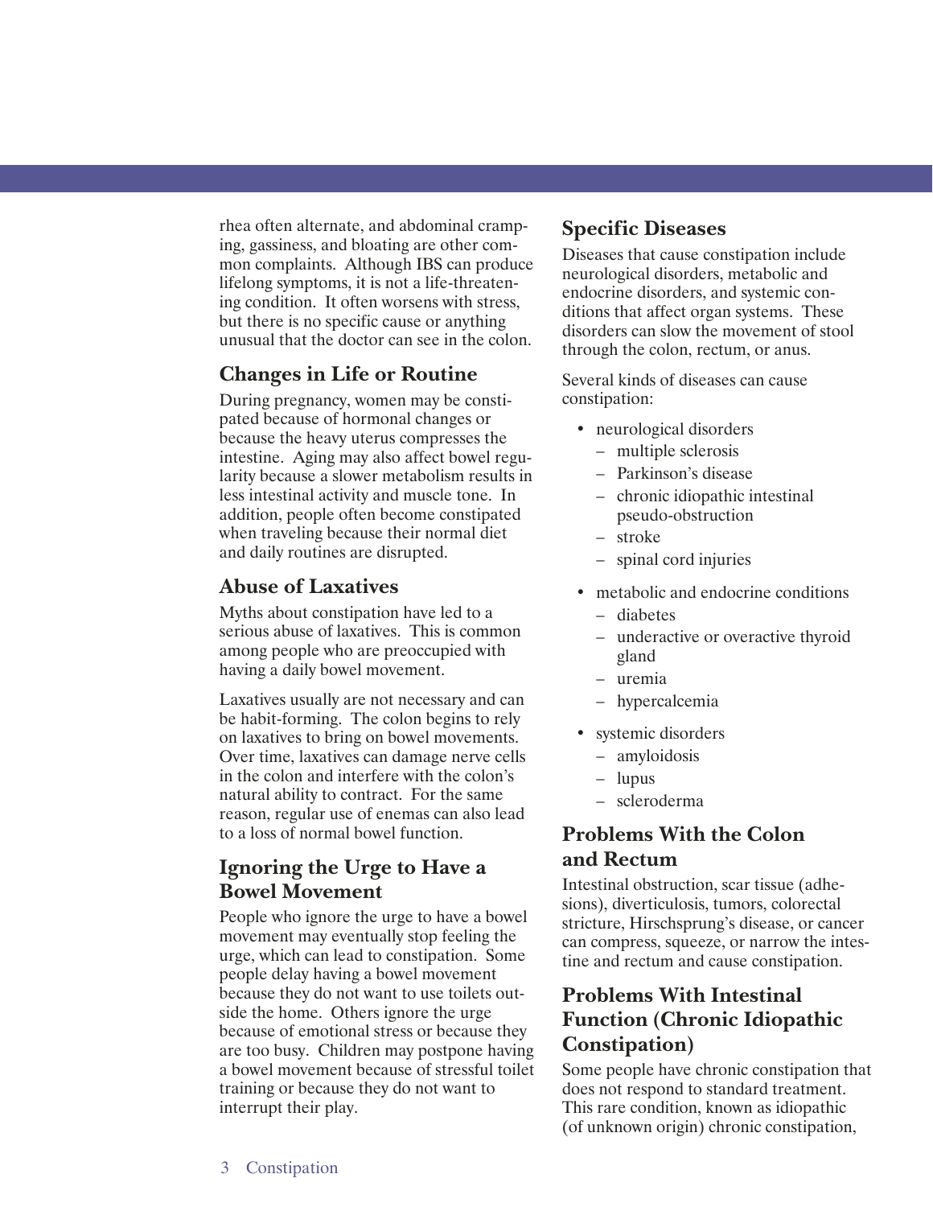rhea often alternate, and abdominal cramping, gassiness, and bloating are other common complaints. Although IBS can produce lifelong symptoms, it is not a life-threatening condition. It often worsens with stress, but there is no specific cause or anything unusual that the doctor can see in the colon.

### Changes in Life or Routine

During pregnancy, women may be constipated because of hormonal changes or because the heavy uterus compresses the intestine. Aging may also affect bowel regularity because a slower metabolism results in less intestinal activity and muscle tone. In addition, people often become constipated when traveling because their normal diet and daily routines are disrupted.

### Abuse of Laxatives

Myths about constipation have led to a serious abuse of laxatives. This is common among people who are preoccupied with having a daily bowel movement.

Laxatives usually are not necessary and can be habit-forming. The colon begins to rely on laxatives to bring on bowel movements. Over time, laxatives can damage nerve cells in the colon and interfere with the colon's natural ability to contract. For the same reason, regular use of enemas can also lead to a loss of normal bowel function.

### Ignoring the Urge to Have a Bowel Movement

People who ignore the urge to have a bowel movement may eventually stop feeling the urge, which can lead to constipation. Some people delay having a bowel movement because they do not want to use toilets outside the home. Others ignore the urge because of emotional stress or because they are too busy. Children may postpone having a bowel movement because of stressful toilet training or because they do not want to interrupt their play.

### Specific Diseases

Diseases that cause constipation include neurological disorders, metabolic and endocrine disorders, and systemic conditions that affect organ systems. These disorders can slow the movement of stool through the colon, rectum, or anus.

Several kinds of diseases can cause constipation:

- neurological disorders
  - multiple sclerosis
  - Parkinson's disease
  - chronic idiopathic intestinal pseudo-obstruction
  - stroke
  - spinal cord injuries
- metabolic and endocrine conditions
  - diabetes
  - underactive or overactive thyroid gland
  - uremia
  - hypercalcemia
- systemic disorders
  - amyloidosis
  - lupus
  - scleroderma

### Problems With the Colon and Rectum

Intestinal obstruction, scar tissue (adhesions), diverticulosis, tumors, colorectal stricture, Hirschsprung's disease, or cancer can compress, squeeze, or narrow the intestine and rectum and cause constipation.

### Problems With Intestinal Function (Chronic Idiopathic Constipation)

Some people have chronic constipation that does not respond to standard treatment. This rare condition, known as idiopathic (of unknown origin) chronic constipation,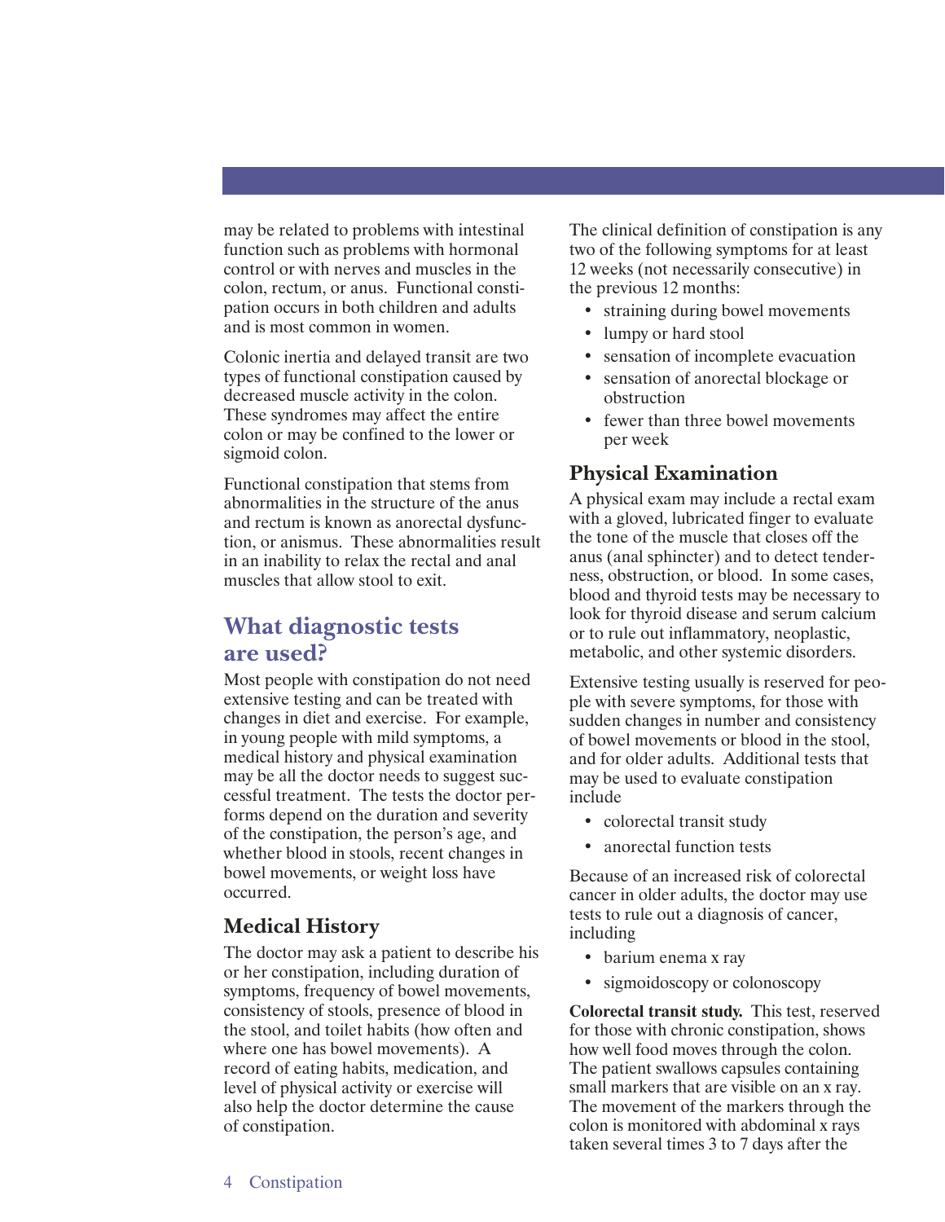may be related to problems with intestinal function such as problems with hormonal control or with nerves and muscles in the colon, rectum, or anus. Functional constipation occurs in both children and adults and is most common in women.

Colonic inertia and delayed transit are two types of functional constipation caused by decreased muscle activity in the colon. These syndromes may affect the entire colon or may be confined to the lower or sigmoid colon.

Functional constipation that stems from abnormalities in the structure of the anus and rectum is known as anorectal dysfunction, or anismus. These abnormalities result in an inability to relax the rectal and anal muscles that allow stool to exit.

## What diagnostic tests are used?

Most people with constipation do not need extensive testing and can be treated with changes in diet and exercise. For example, in young people with mild symptoms, a medical history and physical examination may be all the doctor needs to suggest successful treatment. The tests the doctor performs depend on the duration and severity of the constipation, the person's age, and whether blood in stools, recent changes in bowel movements, or weight loss have occurred.

### Medical History

The doctor may ask a patient to describe his or her constipation, including duration of symptoms, frequency of bowel movements, consistency of stools, presence of blood in the stool, and toilet habits (how often and where one has bowel movements). A record of eating habits, medication, and level of physical activity or exercise will also help the doctor determine the cause of constipation.

The clinical definition of constipation is any two of the following symptoms for at least 12 weeks (not necessarily consecutive) in the previous 12 months:

- straining during bowel movements
- lumpy or hard stool
- sensation of incomplete evacuation
- sensation of anorectal blockage or obstruction
- fewer than three bowel movements per week

### Physical Examination

A physical exam may include a rectal exam with a gloved, lubricated finger to evaluate the tone of the muscle that closes off the anus (anal sphincter) and to detect tenderness, obstruction, or blood. In some cases, blood and thyroid tests may be necessary to look for thyroid disease and serum calcium or to rule out inflammatory, neoplastic, metabolic, and other systemic disorders.

Extensive testing usually is reserved for people with severe symptoms, for those with sudden changes in number and consistency of bowel movements or blood in the stool, and for older adults. Additional tests that may be used to evaluate constipation include

- colorectal transit study
- anorectal function tests

Because of an increased risk of colorectal cancer in older adults, the doctor may use tests to rule out a diagnosis of cancer, including

- barium enema x ray
- sigmoidoscopy or colonoscopy

**Colorectal transit study.** This test, reserved for those with chronic constipation, shows how well food moves through the colon. The patient swallows capsules containing small markers that are visible on an x ray. The movement of the markers through the colon is monitored with abdominal x rays taken several times 3 to 7 days after the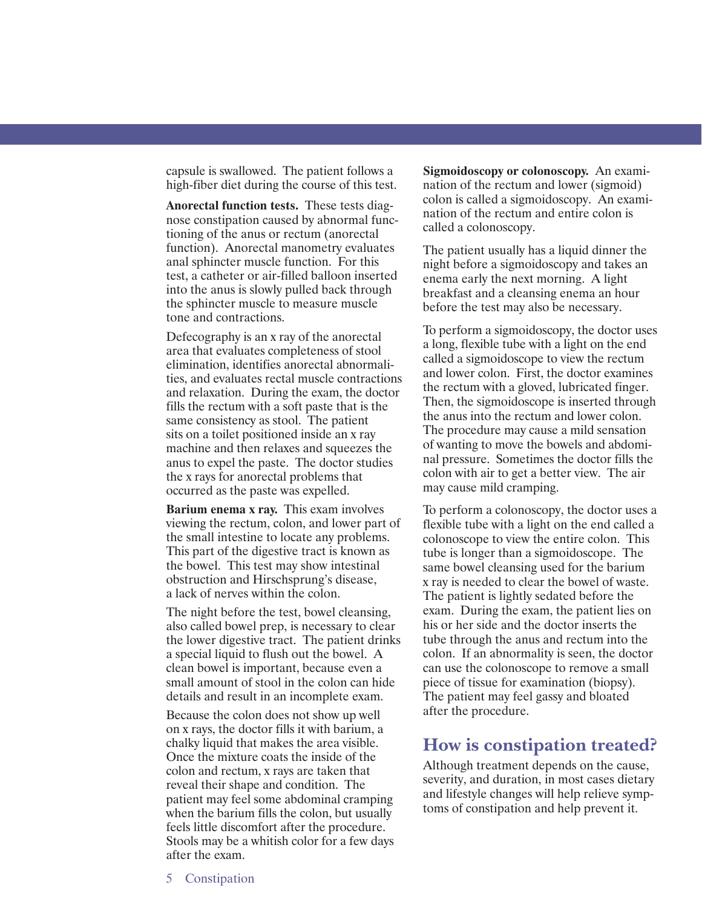capsule is swallowed. The patient follows a high-fiber diet during the course of this test.

**Anorectal function tests.** These tests diagnose constipation caused by abnormal functioning of the anus or rectum (anorectal function). Anorectal manometry evaluates anal sphincter muscle function. For this test, a catheter or air-filled balloon inserted into the anus is slowly pulled back through the sphincter muscle to measure muscle tone and contractions.

Defecography is an x ray of the anorectal area that evaluates completeness of stool elimination, identifies anorectal abnormalities, and evaluates rectal muscle contractions and relaxation. During the exam, the doctor fills the rectum with a soft paste that is the same consistency as stool. The patient sits on a toilet positioned inside an x ray machine and then relaxes and squeezes the anus to expel the paste. The doctor studies the x rays for anorectal problems that occurred as the paste was expelled.

**Barium enema x ray.** This exam involves viewing the rectum, colon, and lower part of the small intestine to locate any problems. This part of the digestive tract is known as the bowel. This test may show intestinal obstruction and Hirschsprung's disease, a lack of nerves within the colon.

The night before the test, bowel cleansing, also called bowel prep, is necessary to clear the lower digestive tract. The patient drinks a special liquid to flush out the bowel. A clean bowel is important, because even a small amount of stool in the colon can hide details and result in an incomplete exam.

Because the colon does not show up well on x rays, the doctor fills it with barium, a chalky liquid that makes the area visible. Once the mixture coats the inside of the colon and rectum, x rays are taken that reveal their shape and condition. The patient may feel some abdominal cramping when the barium fills the colon, but usually feels little discomfort after the procedure. Stools may be a whitish color for a few days after the exam.

**Sigmoidoscopy or colonoscopy.** An examination of the rectum and lower (sigmoid) colon is called a sigmoidoscopy. An examination of the rectum and entire colon is called a colonoscopy.

The patient usually has a liquid dinner the night before a sigmoidoscopy and takes an enema early the next morning. A light breakfast and a cleansing enema an hour before the test may also be necessary.

To perform a sigmoidoscopy, the doctor uses a long, flexible tube with a light on the end called a sigmoidoscope to view the rectum and lower colon. First, the doctor examines the rectum with a gloved, lubricated finger. Then, the sigmoidoscope is inserted through the anus into the rectum and lower colon. The procedure may cause a mild sensation of wanting to move the bowels and abdominal pressure. Sometimes the doctor fills the colon with air to get a better view. The air may cause mild cramping.

To perform a colonoscopy, the doctor uses a flexible tube with a light on the end called a colonoscope to view the entire colon. This tube is longer than a sigmoidoscope. The same bowel cleansing used for the barium x ray is needed to clear the bowel of waste. The patient is lightly sedated before the exam. During the exam, the patient lies on his or her side and the doctor inserts the tube through the anus and rectum into the colon. If an abnormality is seen, the doctor can use the colonoscope to remove a small piece of tissue for examination (biopsy). The patient may feel gassy and bloated after the procedure.

## How is constipation treated?

Although treatment depends on the cause, severity, and duration, in most cases dietary and lifestyle changes will help relieve symptoms of constipation and help prevent it.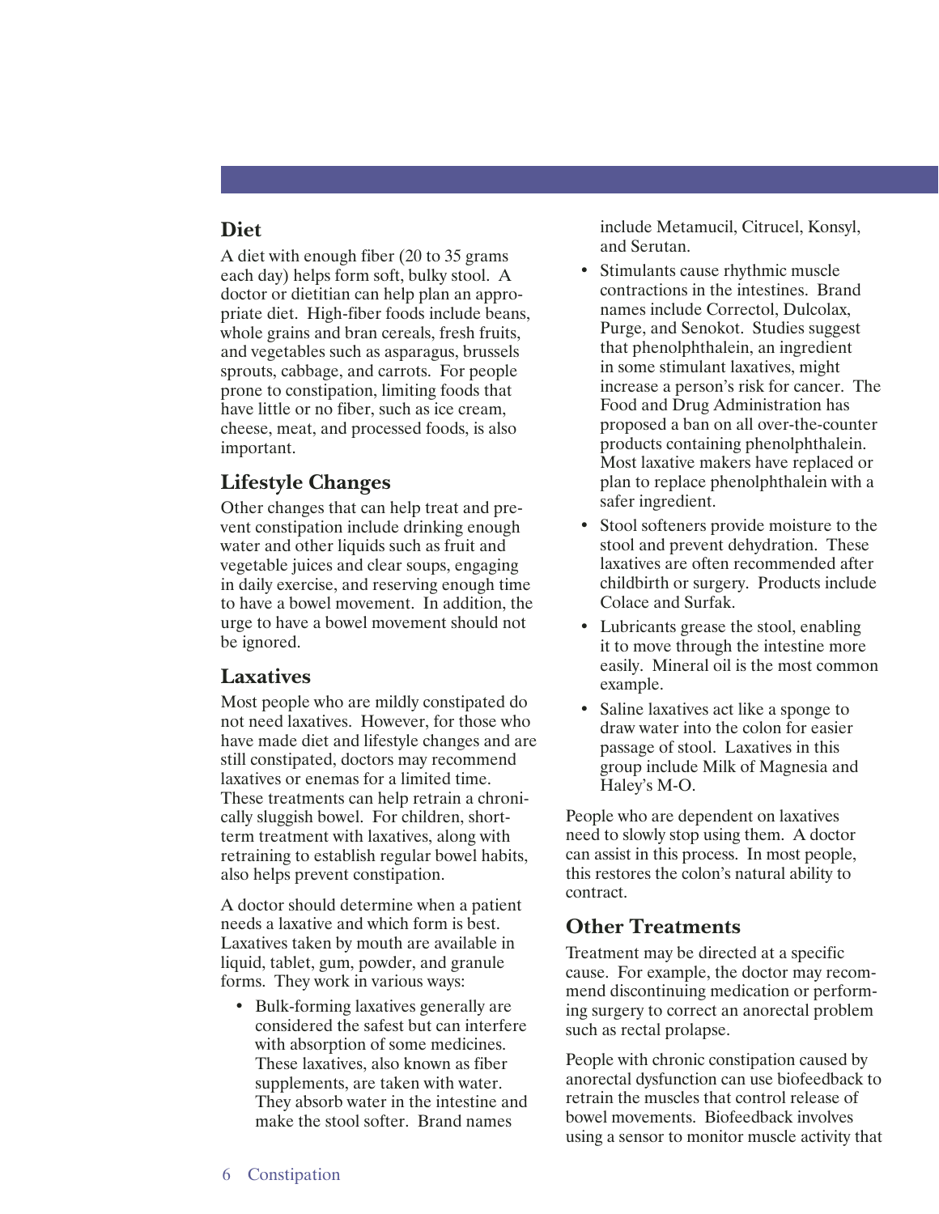## Diet

A diet with enough fiber (20 to 35 grams each day) helps form soft, bulky stool. A doctor or dietitian can help plan an appropriate diet. High-fiber foods include beans, whole grains and bran cereals, fresh fruits, and vegetables such as asparagus, brussels sprouts, cabbage, and carrots. For people prone to constipation, limiting foods that have little or no fiber, such as ice cream, cheese, meat, and processed foods, is also important.

## Lifestyle Changes

Other changes that can help treat and prevent constipation include drinking enough water and other liquids such as fruit and vegetable juices and clear soups, engaging in daily exercise, and reserving enough time to have a bowel movement. In addition, the urge to have a bowel movement should not be ignored.

## Laxatives

Most people who are mildly constipated do not need laxatives. However, for those who have made diet and lifestyle changes and are still constipated, doctors may recommend laxatives or enemas for a limited time. These treatments can help retrain a chronically sluggish bowel. For children, short-term treatment with laxatives, along with retraining to establish regular bowel habits, also helps prevent constipation.

A doctor should determine when a patient needs a laxative and which form is best. Laxatives taken by mouth are available in liquid, tablet, gum, powder, and granule forms. They work in various ways:

- Bulk-forming laxatives generally are considered the safest but can interfere with absorption of some medicines. These laxatives, also known as fiber supplements, are taken with water. They absorb water in the intestine and make the stool softer. Brand names include Metamucil, Citrucel, Konsyl, and Serutan.
- Stimulants cause rhythmic muscle contractions in the intestines. Brand names include Correctol, Dulcolax, Purge, and Senokot. Studies suggest that phenolphthalein, an ingredient in some stimulant laxatives, might increase a person's risk for cancer. The Food and Drug Administration has proposed a ban on all over-the-counter products containing phenolphthalein. Most laxative makers have replaced or plan to replace phenolphthalein with a safer ingredient.
- Stool softeners provide moisture to the stool and prevent dehydration. These laxatives are often recommended after childbirth or surgery. Products include Colace and Surfak.
- Lubricants grease the stool, enabling it to move through the intestine more easily. Mineral oil is the most common example.
- Saline laxatives act like a sponge to draw water into the colon for easier passage of stool. Laxatives in this group include Milk of Magnesia and Haley's M-O.

People who are dependent on laxatives need to slowly stop using them. A doctor can assist in this process. In most people, this restores the colon's natural ability to contract.

## Other Treatments

Treatment may be directed at a specific cause. For example, the doctor may recommend discontinuing medication or performing surgery to correct an anorectal problem such as rectal prolapse.

People with chronic constipation caused by anorectal dysfunction can use biofeedback to retrain the muscles that control release of bowel movements. Biofeedback involves using a sensor to monitor muscle activity that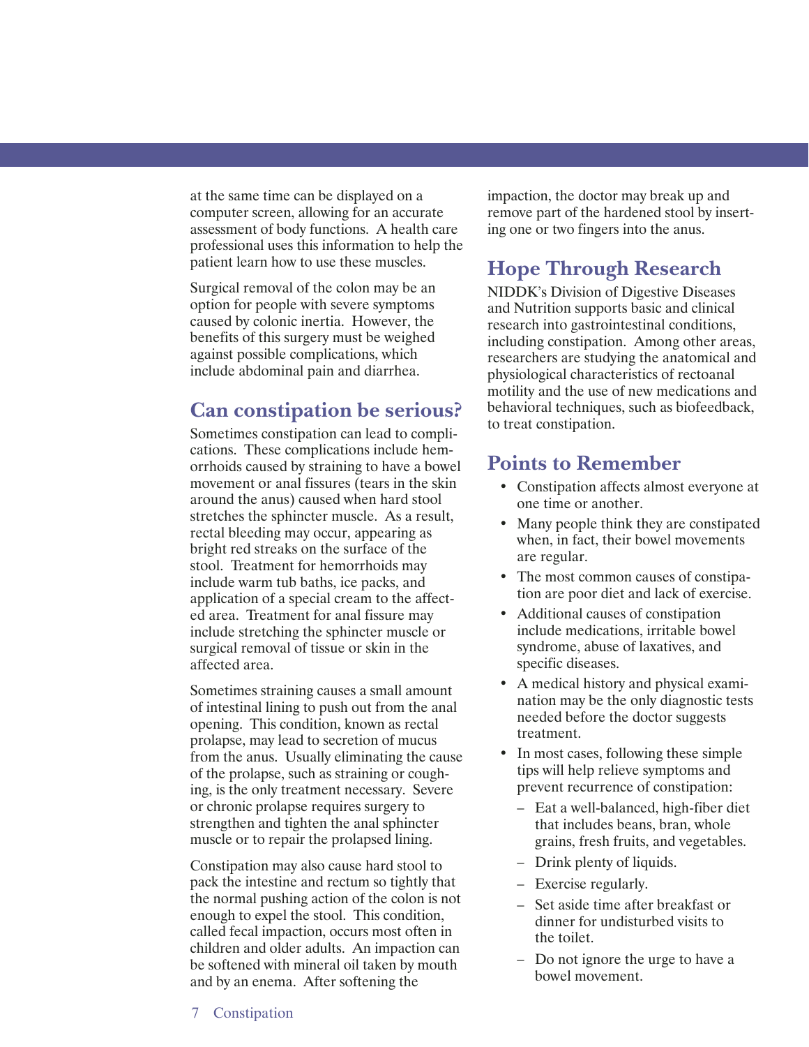at the same time can be displayed on a computer screen, allowing for an accurate assessment of body functions. A health care professional uses this information to help the patient learn how to use these muscles.

Surgical removal of the colon may be an option for people with severe symptoms caused by colonic inertia. However, the benefits of this surgery must be weighed against possible complications, which include abdominal pain and diarrhea.

## Can constipation be serious?

Sometimes constipation can lead to complications. These complications include hemorrhoids caused by straining to have a bowel movement or anal fissures (tears in the skin around the anus) caused when hard stool stretches the sphincter muscle. As a result, rectal bleeding may occur, appearing as bright red streaks on the surface of the stool. Treatment for hemorrhoids may include warm tub baths, ice packs, and application of a special cream to the affected area. Treatment for anal fissure may include stretching the sphincter muscle or surgical removal of tissue or skin in the affected area.

Sometimes straining causes a small amount of intestinal lining to push out from the anal opening. This condition, known as rectal prolapse, may lead to secretion of mucus from the anus. Usually eliminating the cause of the prolapse, such as straining or coughing, is the only treatment necessary. Severe or chronic prolapse requires surgery to strengthen and tighten the anal sphincter muscle or to repair the prolapsed lining.

Constipation may also cause hard stool to pack the intestine and rectum so tightly that the normal pushing action of the colon is not enough to expel the stool. This condition, called fecal impaction, occurs most often in children and older adults. An impaction can be softened with mineral oil taken by mouth and by an enema. After softening the impaction, the doctor may break up and remove part of the hardened stool by inserting one or two fingers into the anus.

## Hope Through Research

NIDDK's Division of Digestive Diseases and Nutrition supports basic and clinical research into gastrointestinal conditions, including constipation. Among other areas, researchers are studying the anatomical and physiological characteristics of rectoanal motility and the use of new medications and behavioral techniques, such as biofeedback, to treat constipation.

## Points to Remember

- Constipation affects almost everyone at one time or another.
- Many people think they are constipated when, in fact, their bowel movements are regular.
- The most common causes of constipation are poor diet and lack of exercise.
- Additional causes of constipation include medications, irritable bowel syndrome, abuse of laxatives, and specific diseases.
- A medical history and physical examination may be the only diagnostic tests needed before the doctor suggests treatment.
- In most cases, following these simple tips will help relieve symptoms and prevent recurrence of constipation:
  - Eat a well-balanced, high-fiber diet that includes beans, bran, whole grains, fresh fruits, and vegetables.
  - Drink plenty of liquids.
  - Exercise regularly.
  - Set aside time after breakfast or dinner for undisturbed visits to the toilet.
  - Do not ignore the urge to have a bowel movement.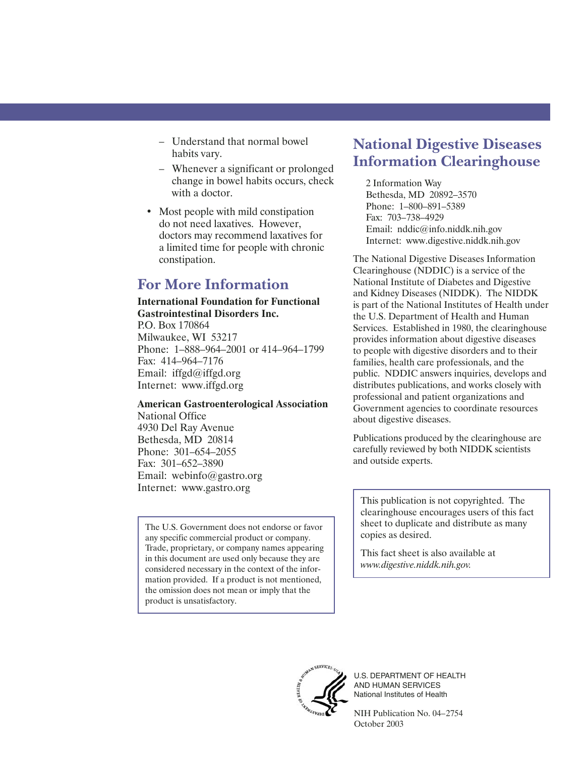- Understand that normal bowel habits vary.
  - Whenever a significant or prolonged change in bowel habits occurs, check with a doctor.
- Most people with mild constipation do not need laxatives. However, doctors may recommend laxatives for a limited time for people with chronic constipation.

## For More Information

**International Foundation for Functional Gastrointestinal Disorders Inc.**
P.O. Box 170864
Milwaukee, WI 53217
Phone: 1–888–964–2001 or 414–964–1799
Fax: 414–964–7176
Email: iffgd@iffgd.org
Internet: www.iffgd.org

**American Gastroenterological Association**
National Office
4930 Del Ray Avenue
Bethesda, MD 20814
Phone: 301–654–2055
Fax: 301–652–3890
Email: webinfo@gastro.org
Internet: www.gastro.org

The U.S. Government does not endorse or favor any specific commercial product or company. Trade, proprietary, or company names appearing in this document are used only because they are considered necessary in the context of the information provided. If a product is not mentioned, the omission does not mean or imply that the product is unsatisfactory.

## National Digestive Diseases Information Clearinghouse

2 Information Way
Bethesda, MD 20892–3570
Phone: 1–800–891–5389
Fax: 703–738–4929
Email: nddic@info.niddk.nih.gov
Internet: www.digestive.niddk.nih.gov

The National Digestive Diseases Information Clearinghouse (NDDIC) is a service of the National Institute of Diabetes and Digestive and Kidney Diseases (NIDDK). The NIDDK is part of the National Institutes of Health under the U.S. Department of Health and Human Services. Established in 1980, the clearinghouse provides information about digestive diseases to people with digestive disorders and to their families, health care professionals, and the public. NDDIC answers inquiries, develops and distributes publications, and works closely with professional and patient organizations and Government agencies to coordinate resources about digestive diseases.

Publications produced by the clearinghouse are carefully reviewed by both NIDDK scientists and outside experts.

This publication is not copyrighted. The clearinghouse encourages users of this fact sheet to duplicate and distribute as many copies as desired.

This fact sheet is also available at *www.digestive.niddk.nih.gov.*

U.S. DEPARTMENT OF HEALTH AND HUMAN SERVICES
National Institutes of Health

NIH Publication No. 04–2754
October 2003